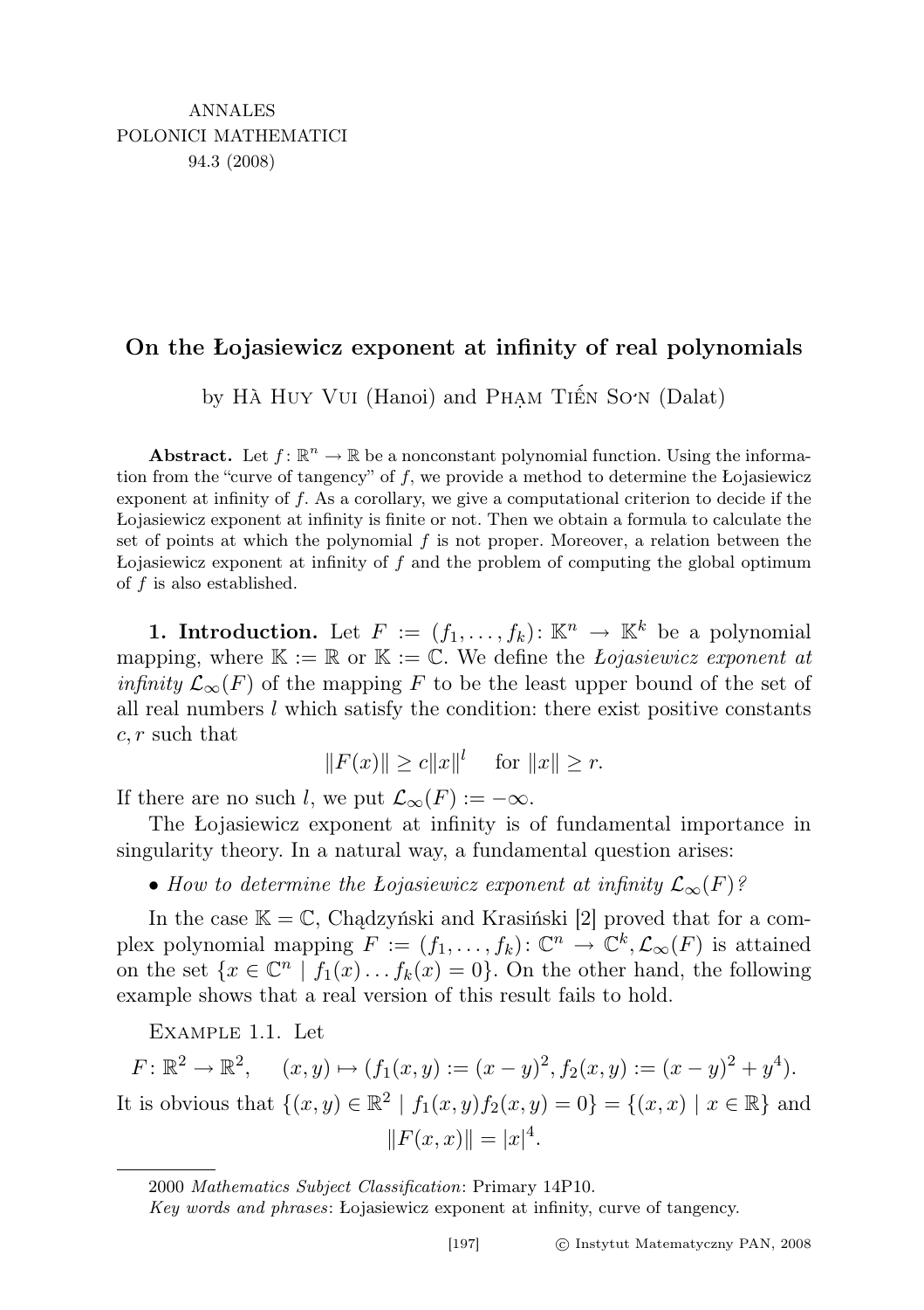ANNALES
POLONICI MATHEMATICI
94.3 (2008)

# On the Łojasiewicz exponent at infinity of real polynomials

by Hà Huy Vui (Hanoi) and Phạm Tiến Sơn (Dalat)

**Abstract.** Let $f: \mathbb{R}^n \to \mathbb{R}$ be a nonconstant polynomial function. Using the information from the "curve of tangency" of $f$, we provide a method to determine the Łojasiewicz exponent at infinity of $f$. As a corollary, we give a computational criterion to decide if the Łojasiewicz exponent at infinity is finite or not. Then we obtain a formula to calculate the set of points at which the polynomial $f$ is not proper. Moreover, a relation between the Łojasiewicz exponent at infinity of $f$ and the problem of computing the global optimum of $f$ is also established.

**1. Introduction.** Let $F := (f_1, \ldots, f_k): \mathbb{K}^n \to \mathbb{K}^k$ be a polynomial mapping, where $\mathbb{K} := \mathbb{R}$ or $\mathbb{K} := \mathbb{C}$. We define the *Łojasiewicz exponent at infinity* $\mathcal{L}_\infty(F)$ of the mapping $F$ to be the least upper bound of the set of all real numbers $l$ which satisfy the condition: there exist positive constants $c, r$ such that

$$\|F(x)\| \geq c\|x\|^l \quad \text{for } \|x\| \geq r.$$

If there are no such $l$, we put $\mathcal{L}_\infty(F) := -\infty$.

The Łojasiewicz exponent at infinity is of fundamental importance in singularity theory. In a natural way, a fundamental question arises:

- *How to determine the Łojasiewicz exponent at infinity $\mathcal{L}_\infty(F)$?*

In the case $\mathbb{K} = \mathbb{C}$, Chądzyński and Krasiński [2] proved that for a complex polynomial mapping $F := (f_1, \ldots, f_k): \mathbb{C}^n \to \mathbb{C}^k, \mathcal{L}_\infty(F)$ is attained on the set $\{x \in \mathbb{C}^n \mid f_1(x) \ldots f_k(x) = 0\}$. On the other hand, the following example shows that a real version of this result fails to hold.

Example 1.1. Let

$$F: \mathbb{R}^2 \to \mathbb{R}^2, \quad (x, y) \mapsto (f_1(x, y) := (x - y)^2, f_2(x, y) := (x - y)^2 + y^4).$$

It is obvious that $\{(x, y) \in \mathbb{R}^2 \mid f_1(x, y) f_2(x, y) = 0\} = \{(x, x) \mid x \in \mathbb{R}\}$ and

$$\|F(x, x)\| = |x|^4.$$

---

2000 *Mathematics Subject Classification*: Primary 14P10.

*Key words and phrases*: Łojasiewicz exponent at infinity, curve of tangency.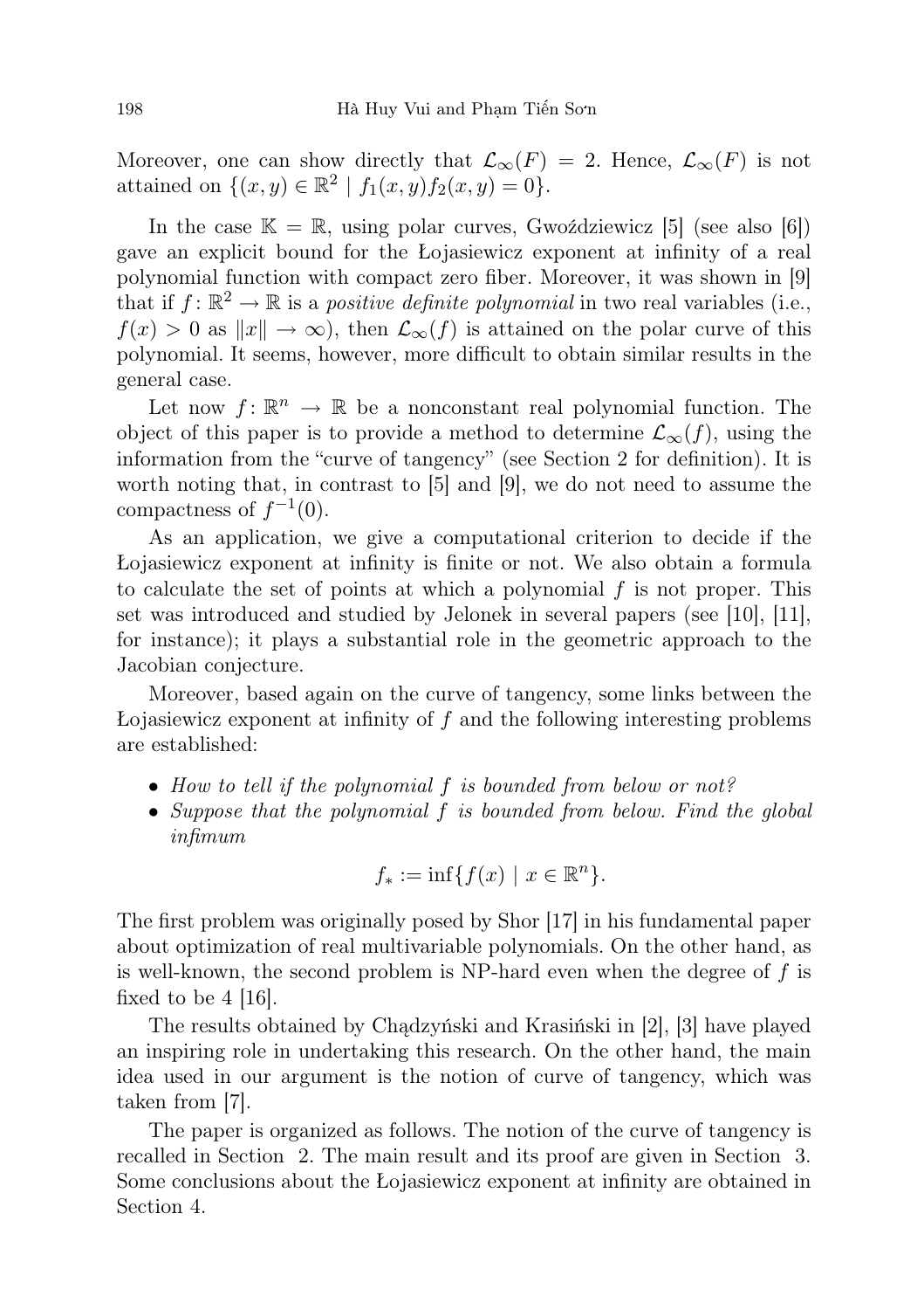Moreover, one can show directly that $\mathcal{L}_\infty(F) = 2$. Hence, $\mathcal{L}_\infty(F)$ is not attained on $\{(x,y) \in \mathbb{R}^2 \mid f_1(x,y)f_2(x,y) = 0\}$.

In the case $\mathbb{K} = \mathbb{R}$, using polar curves, Gwoździewicz [5] (see also [6]) gave an explicit bound for the Łojasiewicz exponent at infinity of a real polynomial function with compact zero fiber. Moreover, it was shown in [9] that if $f\colon \mathbb{R}^2 \to \mathbb{R}$ is a *positive definite polynomial* in two real variables (i.e., $f(x) > 0$ as $\|x\| \to \infty$), then $\mathcal{L}_\infty(f)$ is attained on the polar curve of this polynomial. It seems, however, more difficult to obtain similar results in the general case.

Let now $f\colon \mathbb{R}^n \to \mathbb{R}$ be a nonconstant real polynomial function. The object of this paper is to provide a method to determine $\mathcal{L}_\infty(f)$, using the information from the "curve of tangency" (see Section 2 for definition). It is worth noting that, in contrast to [5] and [9], we do not need to assume the compactness of $f^{-1}(0)$.

As an application, we give a computational criterion to decide if the Łojasiewicz exponent at infinity is finite or not. We also obtain a formula to calculate the set of points at which a polynomial $f$ is not proper. This set was introduced and studied by Jelonek in several papers (see [10], [11], for instance); it plays a substantial role in the geometric approach to the Jacobian conjecture.

Moreover, based again on the curve of tangency, some links between the Łojasiewicz exponent at infinity of $f$ and the following interesting problems are established:

- *How to tell if the polynomial $f$ is bounded from below or not?*
- *Suppose that the polynomial $f$ is bounded from below. Find the global infimum*

$$f_* := \inf\{f(x) \mid x \in \mathbb{R}^n\}.$$

The first problem was originally posed by Shor [17] in his fundamental paper about optimization of real multivariable polynomials. On the other hand, as is well-known, the second problem is NP-hard even when the degree of $f$ is fixed to be 4 [16].

The results obtained by Chądzyński and Krasiński in [2], [3] have played an inspiring role in undertaking this research. On the other hand, the main idea used in our argument is the notion of curve of tangency, which was taken from [7].

The paper is organized as follows. The notion of the curve of tangency is recalled in Section 2. The main result and its proof are given in Section 3. Some conclusions about the Łojasiewicz exponent at infinity are obtained in Section 4.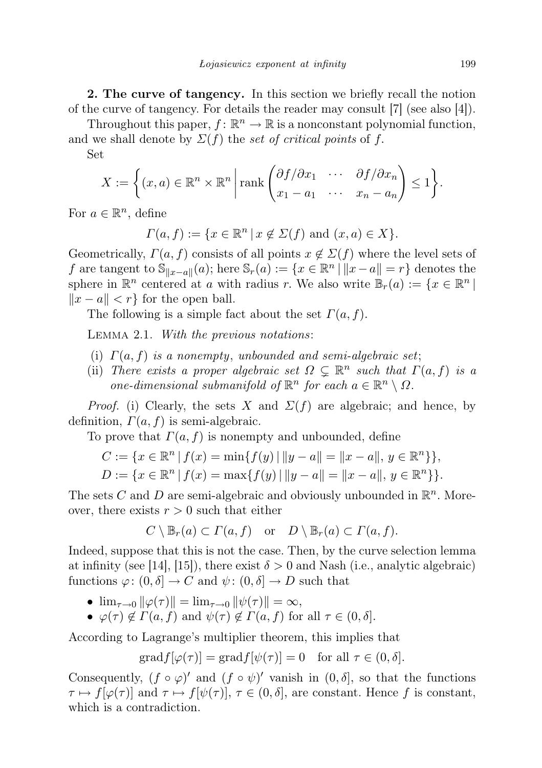**2. The curve of tangency.** In this section we briefly recall the notion of the curve of tangency. For details the reader may consult [7] (see also [4]).

Throughout this paper, $f\colon \mathbb{R}^n \to \mathbb{R}$ is a nonconstant polynomial function, and we shall denote by $\Sigma(f)$ the *set of critical points* of $f$.

Set

$$X := \left\{ (x,a) \in \mathbb{R}^n \times \mathbb{R}^n \,\middle|\, \operatorname{rank} \begin{pmatrix} \partial f/\partial x_1 & \cdots & \partial f/\partial x_n \\ x_1 - a_1 & \cdots & x_n - a_n \end{pmatrix} \leq 1 \right\}.$$

For $a \in \mathbb{R}^n$, define

$$\Gamma(a,f) := \{x \in \mathbb{R}^n \mid x \notin \Sigma(f) \text{ and } (x,a) \in X\}.$$

Geometrically, $\Gamma(a,f)$ consists of all points $x \notin \Sigma(f)$ where the level sets of $f$ are tangent to $\mathbb{S}_{\|x-a\|}(a)$; here $\mathbb{S}_r(a) := \{x \in \mathbb{R}^n \mid \|x-a\| = r\}$ denotes the sphere in $\mathbb{R}^n$ centered at $a$ with radius $r$. We also write $\mathbb{B}_r(a) := \{x \in \mathbb{R}^n \mid \|x-a\| < r\}$ for the open ball.

The following is a simple fact about the set $\Gamma(a,f)$.

Lemma 2.1. *With the previous notations*:

- (i) *$\Gamma(a,f)$ is a nonempty, unbounded and semi-algebraic set*;
- (ii) *There exists a proper algebraic set $\Omega \subsetneq \mathbb{R}^n$ such that $\Gamma(a,f)$ is a one-dimensional submanifold of $\mathbb{R}^n$ for each $a \in \mathbb{R}^n \setminus \Omega$.*

*Proof.* (i) Clearly, the sets $X$ and $\Sigma(f)$ are algebraic; and hence, by definition, $\Gamma(a,f)$ is semi-algebraic.

To prove that $\Gamma(a,f)$ is nonempty and unbounded, define

$$C := \{x \in \mathbb{R}^n \mid f(x) = \min\{f(y) \mid \|y-a\| = \|x-a\|,\, y \in \mathbb{R}^n\}\},$$
$$D := \{x \in \mathbb{R}^n \mid f(x) = \max\{f(y) \mid \|y-a\| = \|x-a\|,\, y \in \mathbb{R}^n\}\}.$$

The sets $C$ and $D$ are semi-algebraic and obviously unbounded in $\mathbb{R}^n$. Moreover, there exists $r > 0$ such that either

$$C \setminus \mathbb{B}_r(a) \subset \Gamma(a,f) \quad \text{or} \quad D \setminus \mathbb{B}_r(a) \subset \Gamma(a,f).$$

Indeed, suppose that this is not the case. Then, by the curve selection lemma at infinity (see [14], [15]), there exist $\delta > 0$ and Nash (i.e., analytic algebraic) functions $\varphi\colon (0,\delta] \to C$ and $\psi\colon (0,\delta] \to D$ such that

- $\lim_{\tau\to 0} \|\varphi(\tau)\| = \lim_{\tau\to 0} \|\psi(\tau)\| = \infty$,
- $\varphi(\tau) \notin \Gamma(a,f)$ and $\psi(\tau) \notin \Gamma(a,f)$ for all $\tau \in (0,\delta]$.

According to Lagrange's multiplier theorem, this implies that

$$\operatorname{grad} f[\varphi(\tau)] = \operatorname{grad} f[\psi(\tau)] = 0 \quad \text{for all } \tau \in (0,\delta].$$

Consequently, $(f \circ \varphi)'$ and $(f \circ \psi)'$ vanish in $(0,\delta]$, so that the functions $\tau \mapsto f[\varphi(\tau)]$ and $\tau \mapsto f[\psi(\tau)]$, $\tau \in (0,\delta]$, are constant. Hence $f$ is constant, which is a contradiction.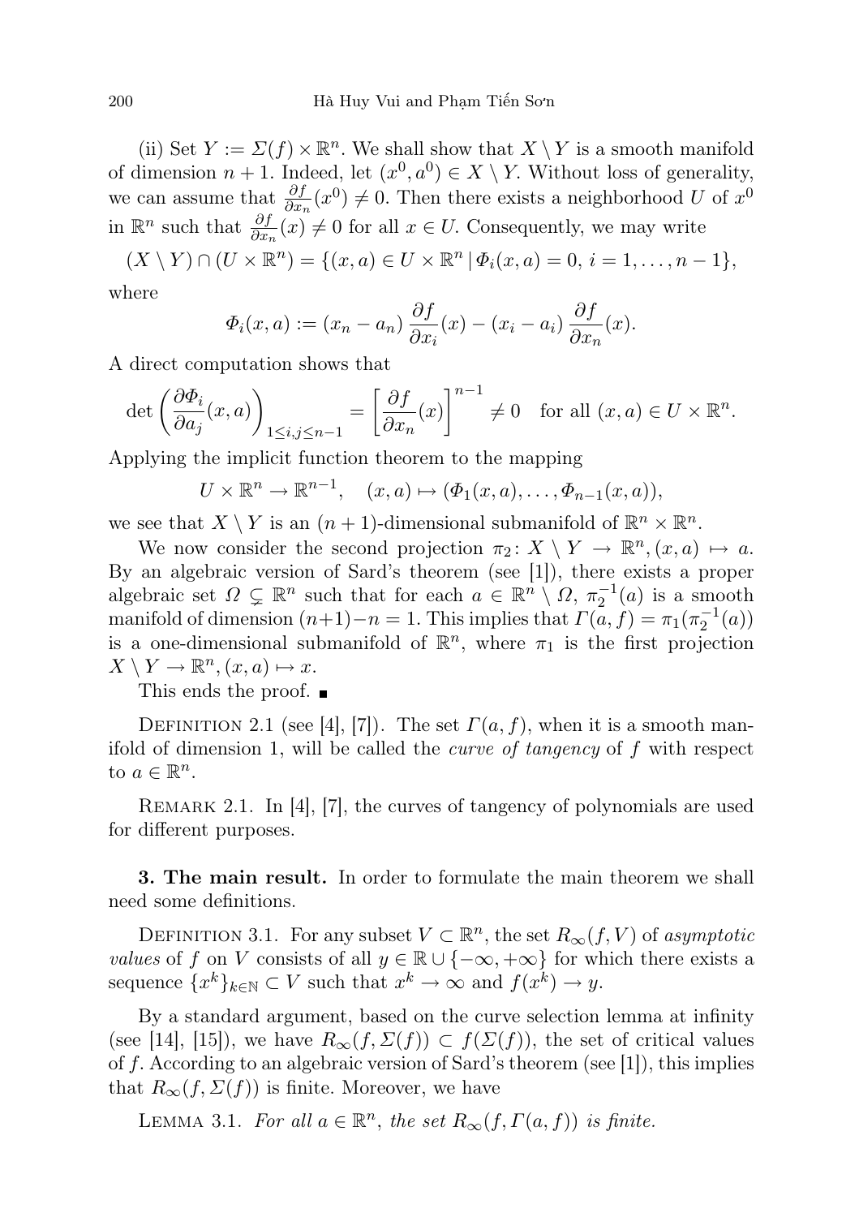(ii) Set $Y := \Sigma(f) \times \mathbb{R}^n$. We shall show that $X \setminus Y$ is a smooth manifold of dimension $n+1$. Indeed, let $(x^0, a^0) \in X \setminus Y$. Without loss of generality, we can assume that $\frac{\partial f}{\partial x_n}(x^0) \neq 0$. Then there exists a neighborhood $U$ of $x^0$ in $\mathbb{R}^n$ such that $\frac{\partial f}{\partial x_n}(x) \neq 0$ for all $x \in U$. Consequently, we may write

$$(X \setminus Y) \cap (U \times \mathbb{R}^n) = \{(x, a) \in U \times \mathbb{R}^n \mid \Phi_i(x, a) = 0,\ i = 1, \ldots, n-1\},$$

where

$$\Phi_i(x, a) := (x_n - a_n)\, \frac{\partial f}{\partial x_i}(x) - (x_i - a_i)\, \frac{\partial f}{\partial x_n}(x).$$

A direct computation shows that

$$\det\left(\frac{\partial \Phi_i}{\partial a_j}(x, a)\right)_{1 \leq i, j \leq n-1} = \left[\frac{\partial f}{\partial x_n}(x)\right]^{n-1} \neq 0 \quad \text{for all } (x, a) \in U \times \mathbb{R}^n.$$

Applying the implicit function theorem to the mapping

$$U \times \mathbb{R}^n \to \mathbb{R}^{n-1}, \quad (x, a) \mapsto (\Phi_1(x, a), \ldots, \Phi_{n-1}(x, a)),$$

we see that $X \setminus Y$ is an $(n+1)$-dimensional submanifold of $\mathbb{R}^n \times \mathbb{R}^n$.

We now consider the second projection $\pi_2 \colon X \setminus Y \to \mathbb{R}^n, (x, a) \mapsto a$. By an algebraic version of Sard's theorem (see [1]), there exists a proper algebraic set $\Omega \subsetneq \mathbb{R}^n$ such that for each $a \in \mathbb{R}^n \setminus \Omega$, $\pi_2^{-1}(a)$ is a smooth manifold of dimension $(n+1) - n = 1$. This implies that $\Gamma(a, f) = \pi_1(\pi_2^{-1}(a))$ is a one-dimensional submanifold of $\mathbb{R}^n$, where $\pi_1$ is the first projection $X \setminus Y \to \mathbb{R}^n, (x, a) \mapsto x$.

This ends the proof. ∎

Definition 2.1 (see [4], [7]). The set $\Gamma(a, f)$, when it is a smooth manifold of dimension 1, will be called the *curve of tangency* of $f$ with respect to $a \in \mathbb{R}^n$.

Remark 2.1. In [4], [7], the curves of tangency of polynomials are used for different purposes.

**3. The main result.** In order to formulate the main theorem we shall need some definitions.

Definition 3.1. For any subset $V \subset \mathbb{R}^n$, the set $R_\infty(f, V)$ of *asymptotic values* of $f$ on $V$ consists of all $y \in \mathbb{R} \cup \{-\infty, +\infty\}$ for which there exists a sequence $\{x^k\}_{k \in \mathbb{N}} \subset V$ such that $x^k \to \infty$ and $f(x^k) \to y$.

By a standard argument, based on the curve selection lemma at infinity (see [14], [15]), we have $R_\infty(f, \Sigma(f)) \subset f(\Sigma(f))$, the set of critical values of $f$. According to an algebraic version of Sard's theorem (see [1]), this implies that $R_\infty(f, \Sigma(f))$ is finite. Moreover, we have

Lemma 3.1. *For all $a \in \mathbb{R}^n$, the set $R_\infty(f, \Gamma(a, f))$ is finite.*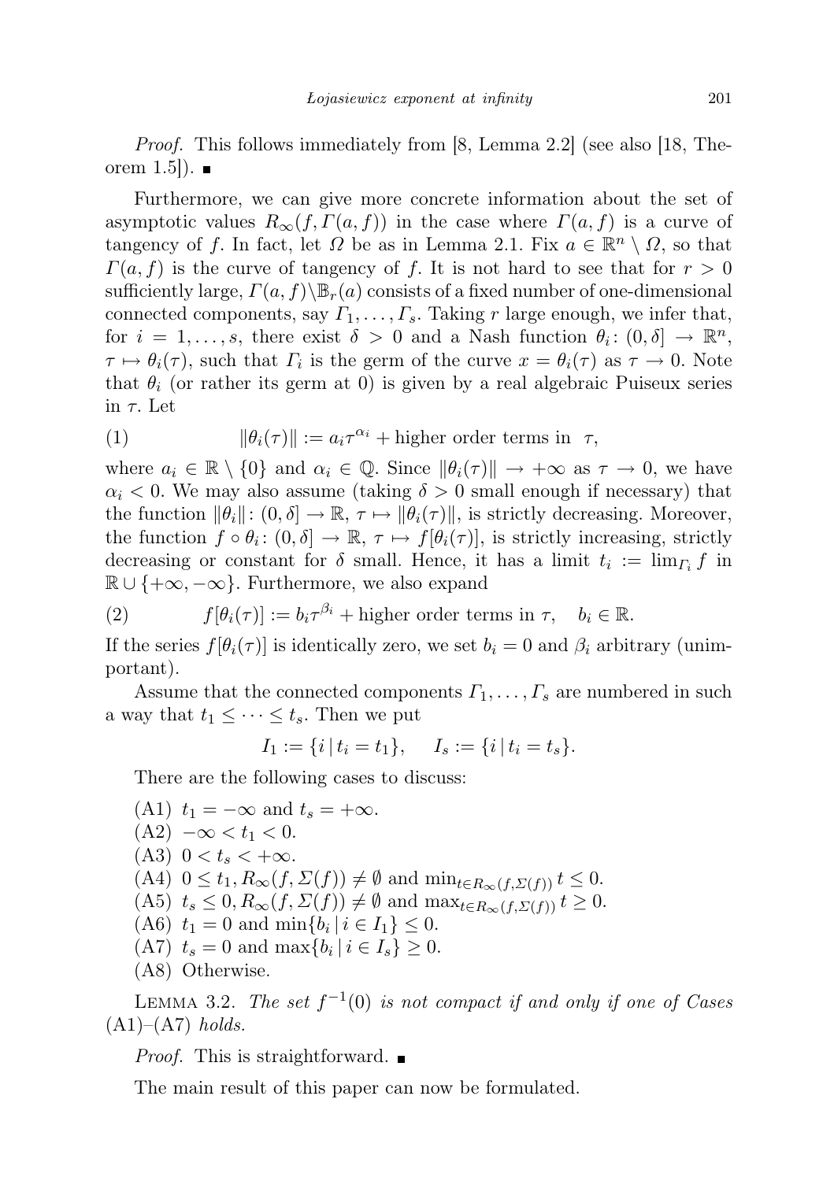*Proof.* This follows immediately from [8, Lemma 2.2] (see also [18, Theorem 1.5]). ■

Furthermore, we can give more concrete information about the set of asymptotic values $R_\infty(f, \Gamma(a, f))$ in the case where $\Gamma(a, f)$ is a curve of tangency of $f$. In fact, let $\Omega$ be as in Lemma 2.1. Fix $a \in \mathbb{R}^n \setminus \Omega$, so that $\Gamma(a, f)$ is the curve of tangency of $f$. It is not hard to see that for $r > 0$ sufficiently large, $\Gamma(a, f) \setminus \mathbb{B}_r(a)$ consists of a fixed number of one-dimensional connected components, say $\Gamma_1, \ldots, \Gamma_s$. Taking $r$ large enough, we infer that, for $i = 1, \ldots, s$, there exist $\delta > 0$ and a Nash function $\theta_i \colon (0, \delta] \to \mathbb{R}^n$, $\tau \mapsto \theta_i(\tau)$, such that $\Gamma_i$ is the germ of the curve $x = \theta_i(\tau)$ as $\tau \to 0$. Note that $\theta_i$ (or rather its germ at 0) is given by a real algebraic Puiseux series in $\tau$. Let

$$\|\theta_i(\tau)\| := a_i \tau^{\alpha_i} + \text{higher order terms in } \tau, \tag{1}$$

where $a_i \in \mathbb{R} \setminus \{0\}$ and $\alpha_i \in \mathbb{Q}$. Since $\|\theta_i(\tau)\| \to +\infty$ as $\tau \to 0$, we have $\alpha_i < 0$. We may also assume (taking $\delta > 0$ small enough if necessary) that the function $\|\theta_i\| \colon (0, \delta] \to \mathbb{R}$, $\tau \mapsto \|\theta_i(\tau)\|$, is strictly decreasing. Moreover, the function $f \circ \theta_i \colon (0, \delta] \to \mathbb{R}$, $\tau \mapsto f[\theta_i(\tau)]$, is strictly increasing, strictly decreasing or constant for $\delta$ small. Hence, it has a limit $t_i := \lim_{\Gamma_i} f$ in $\mathbb{R} \cup \{+\infty, -\infty\}$. Furthermore, we also expand

$$f[\theta_i(\tau)] := b_i \tau^{\beta_i} + \text{higher order terms in } \tau, \quad b_i \in \mathbb{R}. \tag{2}$$

If the series $f[\theta_i(\tau)]$ is identically zero, we set $b_i = 0$ and $\beta_i$ arbitrary (unimportant).

Assume that the connected components $\Gamma_1, \ldots, \Gamma_s$ are numbered in such a way that $t_1 \leq \cdots \leq t_s$. Then we put

$$I_1 := \{i \mid t_i = t_1\}, \quad I_s := \{i \mid t_i = t_s\}.$$

There are the following cases to discuss:

- (A1) $t_1 = -\infty$ and $t_s = +\infty$.
- (A2) $-\infty < t_1 < 0$.
- (A3) $0 < t_s < +\infty$.
- (A4) $0 \leq t_1$, $R_\infty(f, \Sigma(f)) \neq \emptyset$ and $\min_{t \in R_\infty(f, \Sigma(f))} t \leq 0$.
- (A5) $t_s \leq 0$, $R_\infty(f, \Sigma(f)) \neq \emptyset$ and $\max_{t \in R_\infty(f, \Sigma(f))} t \geq 0$.
- (A6) $t_1 = 0$ and $\min\{b_i \mid i \in I_1\} \leq 0$.
- (A7) $t_s = 0$ and $\max\{b_i \mid i \in I_s\} \geq 0$.
- (A8) Otherwise.

Lemma 3.2. *The set $f^{-1}(0)$ is not compact if and only if one of Cases (A1)–(A7) holds.*

*Proof.* This is straightforward. ■

The main result of this paper can now be formulated.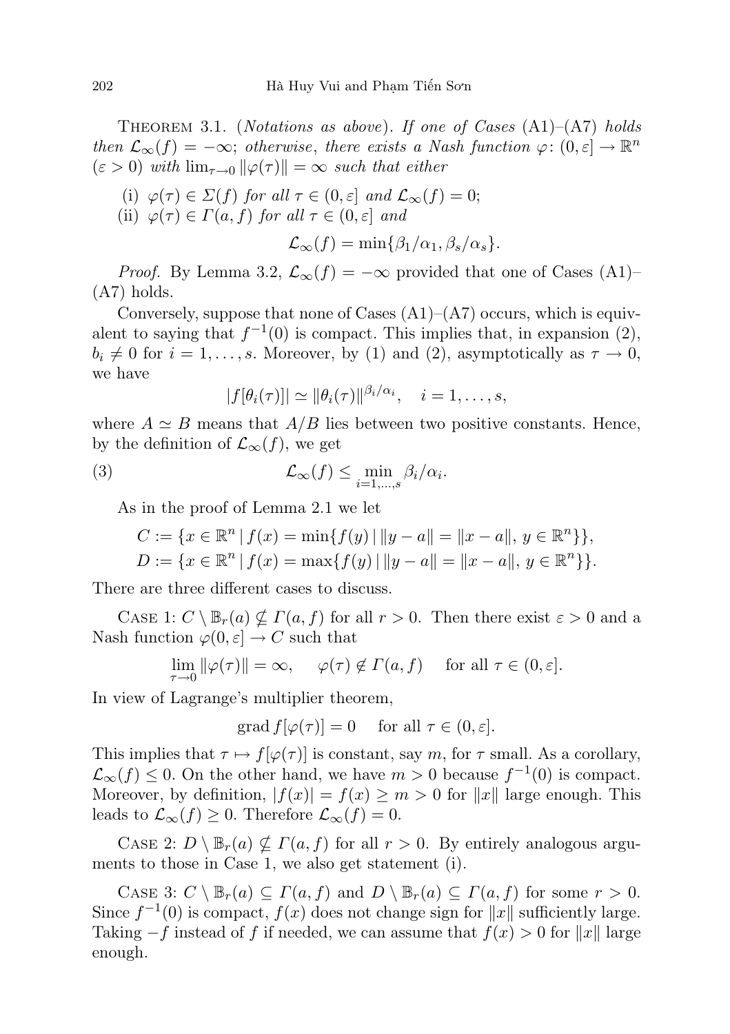Theorem 3.1. (*Notations as above*). *If one of Cases* (A1)–(A7) *holds then* $\mathcal{L}_\infty(f) = -\infty$; *otherwise*, *there exists a Nash function* $\varphi\colon (0,\varepsilon] \to \mathbb{R}^n$ ($\varepsilon > 0$) *with* $\lim_{\tau\to 0} \|\varphi(\tau)\| = \infty$ *such that either*

(i) $\varphi(\tau) \in \Sigma(f)$ *for all* $\tau \in (0, \varepsilon]$ *and* $\mathcal{L}_\infty(f) = 0$;

(ii) $\varphi(\tau) \in \Gamma(a, f)$ *for all* $\tau \in (0, \varepsilon]$ *and*

$$\mathcal{L}_\infty(f) = \min\{\beta_1/\alpha_1, \beta_s/\alpha_s\}.$$

*Proof.* By Lemma 3.2, $\mathcal{L}_\infty(f) = -\infty$ provided that one of Cases (A1)–(A7) holds.

Conversely, suppose that none of Cases (A1)–(A7) occurs, which is equivalent to saying that $f^{-1}(0)$ is compact. This implies that, in expansion (2), $b_i \neq 0$ for $i = 1, \ldots, s$. Moreover, by (1) and (2), asymptotically as $\tau \to 0$, we have

$$|f[\theta_i(\tau)]| \simeq \|\theta_i(\tau)\|^{\beta_i/\alpha_i}, \quad i = 1, \ldots, s,$$

where $A \simeq B$ means that $A/B$ lies between two positive constants. Hence, by the definition of $\mathcal{L}_\infty(f)$, we get

$$\mathcal{L}_\infty(f) \leq \min_{i=1,\ldots,s} \beta_i/\alpha_i. \tag{3}$$

As in the proof of Lemma 2.1 we let

$$C := \{x \in \mathbb{R}^n \mid f(x) = \min\{f(y) \mid \|y - a\| = \|x - a\|,\, y \in \mathbb{R}^n\}\},$$
$$D := \{x \in \mathbb{R}^n \mid f(x) = \max\{f(y) \mid \|y - a\| = \|x - a\|,\, y \in \mathbb{R}^n\}\}.$$

There are three different cases to discuss.

Case 1: $C \setminus \mathbb{B}_r(a) \nsubseteq \Gamma(a, f)$ for all $r > 0$. Then there exist $\varepsilon > 0$ and a Nash function $\varphi(0, \varepsilon] \to C$ such that

$$\lim_{\tau\to 0} \|\varphi(\tau)\| = \infty, \quad \varphi(\tau) \notin \Gamma(a, f) \quad \text{for all } \tau \in (0, \varepsilon].$$

In view of Lagrange's multiplier theorem,

$$\operatorname{grad} f[\varphi(\tau)] = 0 \quad \text{for all } \tau \in (0, \varepsilon].$$

This implies that $\tau \mapsto f[\varphi(\tau)]$ is constant, say $m$, for $\tau$ small. As a corollary, $\mathcal{L}_\infty(f) \leq 0$. On the other hand, we have $m > 0$ because $f^{-1}(0)$ is compact. Moreover, by definition, $|f(x)| = f(x) \geq m > 0$ for $\|x\|$ large enough. This leads to $\mathcal{L}_\infty(f) \geq 0$. Therefore $\mathcal{L}_\infty(f) = 0$.

Case 2: $D \setminus \mathbb{B}_r(a) \nsubseteq \Gamma(a, f)$ for all $r > 0$. By entirely analogous arguments to those in Case 1, we also get statement (i).

Case 3: $C \setminus \mathbb{B}_r(a) \subseteq \Gamma(a, f)$ and $D \setminus \mathbb{B}_r(a) \subseteq \Gamma(a, f)$ for some $r > 0$. Since $f^{-1}(0)$ is compact, $f(x)$ does not change sign for $\|x\|$ sufficiently large. Taking $-f$ instead of $f$ if needed, we can assume that $f(x) > 0$ for $\|x\|$ large enough.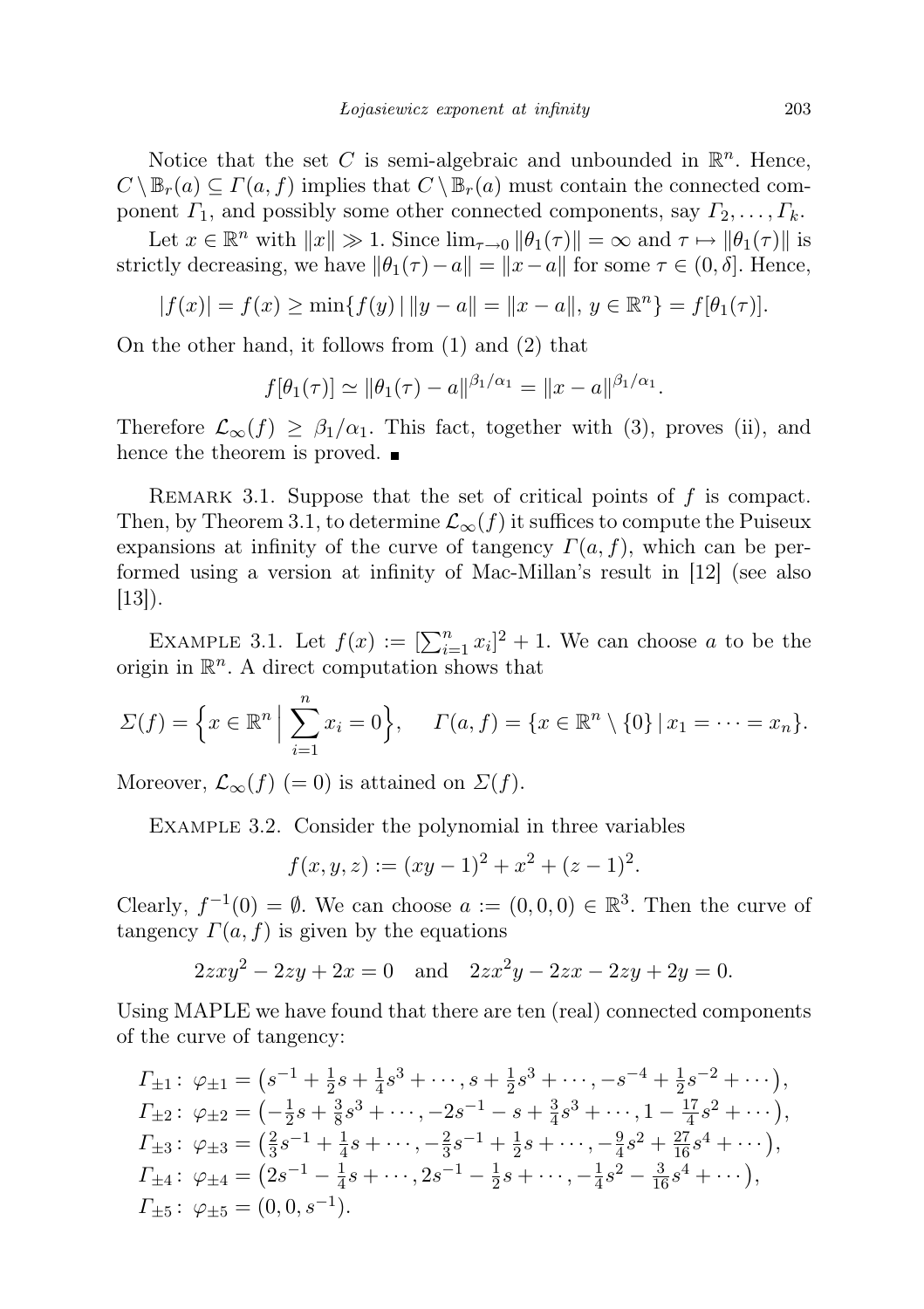Notice that the set $C$ is semi-algebraic and unbounded in $\mathbb{R}^n$. Hence, $C \setminus \mathbb{B}_r(a) \subseteq \Gamma(a, f)$ implies that $C \setminus \mathbb{B}_r(a)$ must contain the connected component $\Gamma_1$, and possibly some other connected components, say $\Gamma_2, \ldots, \Gamma_k$.

Let $x \in \mathbb{R}^n$ with $\|x\| \gg 1$. Since $\lim_{\tau \to 0} \|\theta_1(\tau)\| = \infty$ and $\tau \mapsto \|\theta_1(\tau)\|$ is strictly decreasing, we have $\|\theta_1(\tau) - a\| = \|x - a\|$ for some $\tau \in (0, \delta]$. Hence,

$$|f(x)| = f(x) \geq \min\{f(y) \mid \|y - a\| = \|x - a\|,\, y \in \mathbb{R}^n\} = f[\theta_1(\tau)].$$

On the other hand, it follows from (1) and (2) that

$$f[\theta_1(\tau)] \simeq \|\theta_1(\tau) - a\|^{\beta_1/\alpha_1} = \|x - a\|^{\beta_1/\alpha_1}.$$

Therefore $\mathcal{L}_\infty(f) \geq \beta_1/\alpha_1$. This fact, together with (3), proves (ii), and hence the theorem is proved. ∎

Remark 3.1. Suppose that the set of critical points of $f$ is compact. Then, by Theorem 3.1, to determine $\mathcal{L}_\infty(f)$ it suffices to compute the Puiseux expansions at infinity of the curve of tangency $\Gamma(a, f)$, which can be performed using a version at infinity of Mac-Millan's result in [12] (see also [13]).

Example 3.1. Let $f(x) := [\sum_{i=1}^n x_i]^2 + 1$. We can choose $a$ to be the origin in $\mathbb{R}^n$. A direct computation shows that

$$\Sigma(f) = \Big\{x \in \mathbb{R}^n \;\Big|\; \sum_{i=1}^n x_i = 0\Big\}, \qquad \Gamma(a, f) = \{x \in \mathbb{R}^n \setminus \{0\} \mid x_1 = \cdots = x_n\}.$$

Moreover, $\mathcal{L}_\infty(f)$ $(= 0)$ is attained on $\Sigma(f)$.

Example 3.2. Consider the polynomial in three variables

$$f(x, y, z) := (xy - 1)^2 + x^2 + (z - 1)^2.$$

Clearly, $f^{-1}(0) = \emptyset$. We can choose $a := (0, 0, 0) \in \mathbb{R}^3$. Then the curve of tangency $\Gamma(a, f)$ is given by the equations

$$2zxy^2 - 2zy + 2x = 0 \quad \text{and} \quad 2zx^2y - 2zx - 2zy + 2y = 0.$$

Using MAPLE we have found that there are ten (real) connected components of the curve of tangency:

$$\begin{aligned}
&\Gamma_{\pm 1}\colon\ \varphi_{\pm 1} = \big(s^{-1} + \tfrac{1}{2}s + \tfrac{1}{4}s^3 + \cdots,\ s + \tfrac{1}{2}s^3 + \cdots,\ -s^{-4} + \tfrac{1}{2}s^{-2} + \cdots\big),\\
&\Gamma_{\pm 2}\colon\ \varphi_{\pm 2} = \big(-\tfrac{1}{2}s + \tfrac{3}{8}s^3 + \cdots,\ -2s^{-1} - s + \tfrac{3}{4}s^3 + \cdots,\ 1 - \tfrac{17}{4}s^2 + \cdots\big),\\
&\Gamma_{\pm 3}\colon\ \varphi_{\pm 3} = \big(\tfrac{2}{3}s^{-1} + \tfrac{1}{4}s + \cdots,\ -\tfrac{2}{3}s^{-1} + \tfrac{1}{2}s + \cdots,\ -\tfrac{9}{4}s^2 + \tfrac{27}{16}s^4 + \cdots\big),\\
&\Gamma_{\pm 4}\colon\ \varphi_{\pm 4} = \big(2s^{-1} - \tfrac{1}{4}s + \cdots,\ 2s^{-1} - \tfrac{1}{2}s + \cdots,\ -\tfrac{1}{4}s^2 - \tfrac{3}{16}s^4 + \cdots\big),\\
&\Gamma_{\pm 5}\colon\ \varphi_{\pm 5} = (0, 0, s^{-1}).
\end{aligned}$$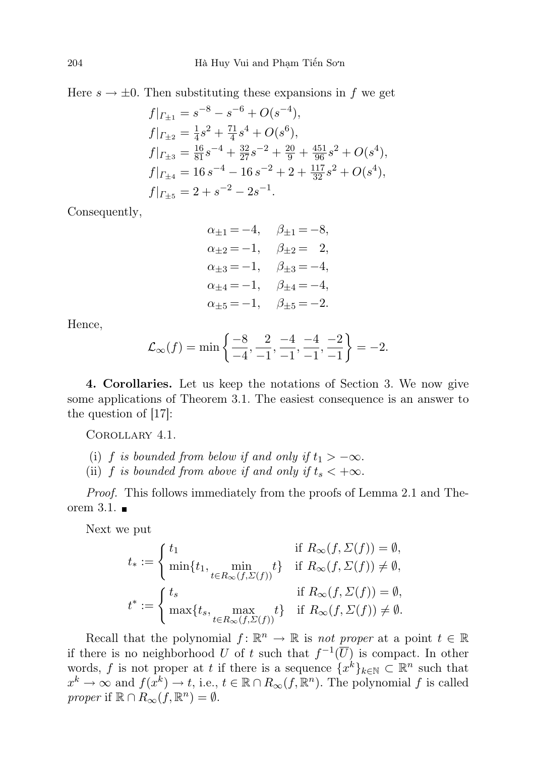Here $s \to \pm 0$. Then substituting these expansions in $f$ we get

$$
\begin{aligned}
f|_{\Gamma_{\pm 1}} &= s^{-8} - s^{-6} + O(s^{-4}),\\
f|_{\Gamma_{\pm 2}} &= \tfrac{1}{4}s^{2} + \tfrac{71}{4}s^{4} + O(s^{6}),\\
f|_{\Gamma_{\pm 3}} &= \tfrac{16}{81}s^{-4} + \tfrac{32}{27}s^{-2} + \tfrac{20}{9} + \tfrac{451}{96}s^{2} + O(s^{4}),\\
f|_{\Gamma_{\pm 4}} &= 16\, s^{-4} - 16\, s^{-2} + 2 + \tfrac{117}{32}s^{2} + O(s^{4}),\\
f|_{\Gamma_{\pm 5}} &= 2 + s^{-2} - 2s^{-1}.
\end{aligned}
$$

Consequently,

$$
\begin{aligned}
\alpha_{\pm 1} &= -4, \quad & \beta_{\pm 1} &= -8,\\
\alpha_{\pm 2} &= -1, \quad & \beta_{\pm 2} &= \phantom{-}2,\\
\alpha_{\pm 3} &= -1, \quad & \beta_{\pm 3} &= -4,\\
\alpha_{\pm 4} &= -1, \quad & \beta_{\pm 4} &= -4,\\
\alpha_{\pm 5} &= -1, \quad & \beta_{\pm 5} &= -2.
\end{aligned}
$$

Hence,

$$
\mathcal{L}_\infty(f) = \min\left\{\frac{-8}{-4}, \frac{2}{-1}, \frac{-4}{-1}, \frac{-4}{-1}, \frac{-2}{-1}\right\} = -2.
$$

**4. Corollaries.** Let us keep the notations of Section 3. We now give some applications of Theorem 3.1. The easiest consequence is an answer to the question of [17]:

Corollary 4.1.

(i) *$f$ is bounded from below if and only if $t_1 > -\infty$.*
(ii) *$f$ is bounded from above if and only if $t_s < +\infty$.*

*Proof.* This follows immediately from the proofs of Lemma 2.1 and Theorem 3.1. ∎

Next we put

$$
t_* := \begin{cases} t_1 & \text{if } R_\infty(f, \Sigma(f)) = \emptyset,\\ \min\{t_1, \min\limits_{t \in R_\infty(f,\Sigma(f))} t\} & \text{if } R_\infty(f, \Sigma(f)) \neq \emptyset,\end{cases}
$$

$$
t^* := \begin{cases} t_s & \text{if } R_\infty(f, \Sigma(f)) = \emptyset,\\ \max\{t_s, \max\limits_{t \in R_\infty(f,\Sigma(f))} t\} & \text{if } R_\infty(f, \Sigma(f)) \neq \emptyset.\end{cases}
$$

Recall that the polynomial $f\colon \mathbb{R}^n \to \mathbb{R}$ is *not proper* at a point $t \in \mathbb{R}$ if there is no neighborhood $U$ of $t$ such that $f^{-1}(\overline{U})$ is compact. In other words, $f$ is not proper at $t$ if there is a sequence $\{x^k\}_{k\in\mathbb{N}} \subset \mathbb{R}^n$ such that $x^k \to \infty$ and $f(x^k) \to t$, i.e., $t \in \mathbb{R} \cap R_\infty(f, \mathbb{R}^n)$. The polynomial $f$ is called *proper* if $\mathbb{R} \cap R_\infty(f, \mathbb{R}^n) = \emptyset$.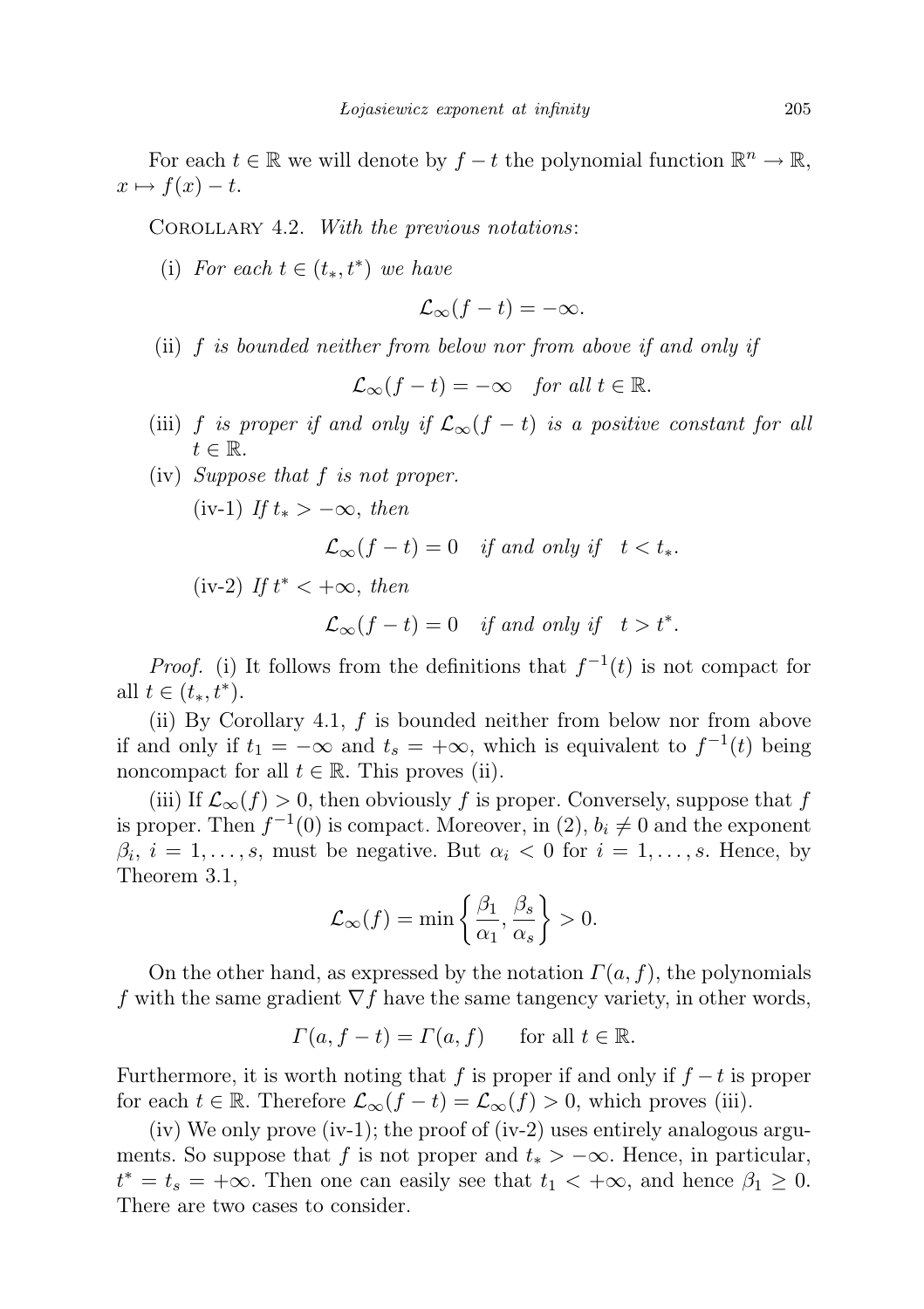For each $t \in \mathbb{R}$ we will denote by $f - t$ the polynomial function $\mathbb{R}^n \to \mathbb{R}$, $x \mapsto f(x) - t$.

COROLLARY 4.2. *With the previous notations*:

(i) *For each* $t \in (t_*, t^*)$ *we have*

$$\mathcal{L}_\infty(f - t) = -\infty.$$

(ii) $f$ *is bounded neither from below nor from above if and only if*

$$\mathcal{L}_\infty(f - t) = -\infty \quad \textit{for all } t \in \mathbb{R}.$$

(iii) $f$ *is proper if and only if* $\mathcal{L}_\infty(f - t)$ *is a positive constant for all* $t \in \mathbb{R}$.

(iv) *Suppose that* $f$ *is not proper.*

(iv-1) *If* $t_* > -\infty$, *then*

$$\mathcal{L}_\infty(f - t) = 0 \quad \textit{if and only if} \quad t < t_*.$$

(iv-2) *If* $t^* < +\infty$, *then*

$$\mathcal{L}_\infty(f - t) = 0 \quad \textit{if and only if} \quad t > t^*.$$

*Proof.* (i) It follows from the definitions that $f^{-1}(t)$ is not compact for all $t \in (t_*, t^*)$.

(ii) By Corollary 4.1, $f$ is bounded neither from below nor from above if and only if $t_1 = -\infty$ and $t_s = +\infty$, which is equivalent to $f^{-1}(t)$ being noncompact for all $t \in \mathbb{R}$. This proves (ii).

(iii) If $\mathcal{L}_\infty(f) > 0$, then obviously $f$ is proper. Conversely, suppose that $f$ is proper. Then $f^{-1}(0)$ is compact. Moreover, in (2), $b_i \neq 0$ and the exponent $\beta_i$, $i = 1, \ldots, s$, must be negative. But $\alpha_i < 0$ for $i = 1, \ldots, s$. Hence, by Theorem 3.1,

$$\mathcal{L}_\infty(f) = \min\left\{\frac{\beta_1}{\alpha_1}, \frac{\beta_s}{\alpha_s}\right\} > 0.$$

On the other hand, as expressed by the notation $\Gamma(a, f)$, the polynomials $f$ with the same gradient $\nabla f$ have the same tangency variety, in other words,

$$\Gamma(a, f - t) = \Gamma(a, f) \qquad \text{for all } t \in \mathbb{R}.$$

Furthermore, it is worth noting that $f$ is proper if and only if $f - t$ is proper for each $t \in \mathbb{R}$. Therefore $\mathcal{L}_\infty(f - t) = \mathcal{L}_\infty(f) > 0$, which proves (iii).

(iv) We only prove (iv-1); the proof of (iv-2) uses entirely analogous arguments. So suppose that $f$ is not proper and $t_* > -\infty$. Hence, in particular, $t^* = t_s = +\infty$. Then one can easily see that $t_1 < +\infty$, and hence $\beta_1 \geq 0$. There are two cases to consider.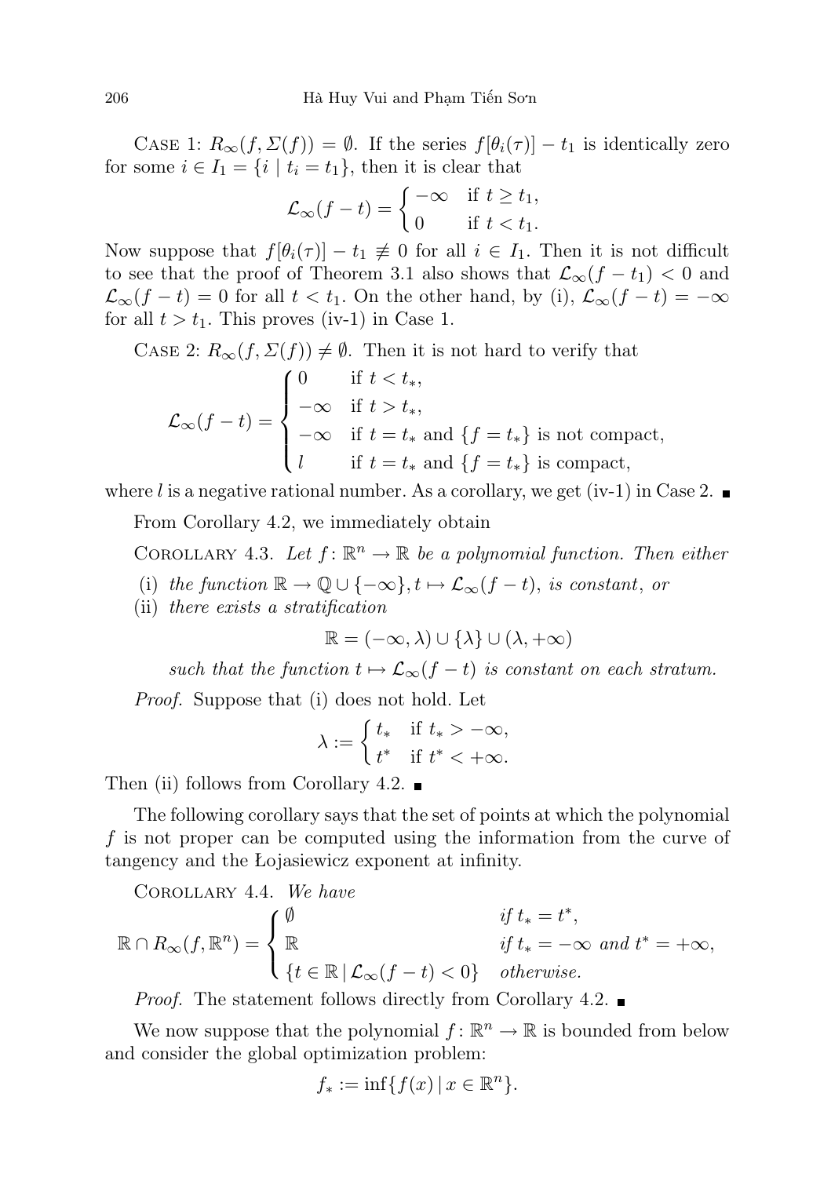Case 1: $R_\infty(f, \Sigma(f)) = \emptyset$. If the series $f[\theta_i(\tau)] - t_1$ is identically zero for some $i \in I_1 = \{i \mid t_i = t_1\}$, then it is clear that

$$\mathcal{L}_\infty(f - t) = \begin{cases} -\infty & \text{if } t \geq t_1, \\ 0 & \text{if } t < t_1. \end{cases}$$

Now suppose that $f[\theta_i(\tau)] - t_1 \not\equiv 0$ for all $i \in I_1$. Then it is not difficult to see that the proof of Theorem 3.1 also shows that $\mathcal{L}_\infty(f - t_1) < 0$ and $\mathcal{L}_\infty(f - t) = 0$ for all $t < t_1$. On the other hand, by (i), $\mathcal{L}_\infty(f - t) = -\infty$ for all $t > t_1$. This proves (iv-1) in Case 1.

Case 2: $R_\infty(f, \Sigma(f)) \neq \emptyset$. Then it is not hard to verify that

$$\mathcal{L}_\infty(f - t) = \begin{cases} 0 & \text{if } t < t_*, \\ -\infty & \text{if } t > t_*, \\ -\infty & \text{if } t = t_* \text{ and } \{f = t_*\} \text{ is not compact}, \\ l & \text{if } t = t_* \text{ and } \{f = t_*\} \text{ is compact}, \end{cases}$$

where $l$ is a negative rational number. As a corollary, we get (iv-1) in Case 2. ∎

From Corollary 4.2, we immediately obtain

Corollary 4.3. *Let $f \colon \mathbb{R}^n \to \mathbb{R}$ be a polynomial function. Then either*

(i) *the function $\mathbb{R} \to \mathbb{Q} \cup \{-\infty\}, t \mapsto \mathcal{L}_\infty(f - t)$, is constant, or*

(ii) *there exists a stratification*

$$\mathbb{R} = (-\infty, \lambda) \cup \{\lambda\} \cup (\lambda, +\infty)$$

*such that the function $t \mapsto \mathcal{L}_\infty(f - t)$ is constant on each stratum.*

*Proof.* Suppose that (i) does not hold. Let

$$\lambda := \begin{cases} t_* & \text{if } t_* > -\infty, \\ t^* & \text{if } t^* < +\infty. \end{cases}$$

Then (ii) follows from Corollary 4.2. ∎

The following corollary says that the set of points at which the polynomial $f$ is not proper can be computed using the information from the curve of tangency and the Łojasiewicz exponent at infinity.

Corollary 4.4. *We have*

$$\mathbb{R} \cap R_\infty(f, \mathbb{R}^n) = \begin{cases} \emptyset & \text{if } t_* = t^*, \\ \mathbb{R} & \text{if } t_* = -\infty \text{ and } t^* = +\infty, \\ \{t \in \mathbb{R} \mid \mathcal{L}_\infty(f - t) < 0\} & \text{otherwise.} \end{cases}$$

*Proof.* The statement follows directly from Corollary 4.2. ∎

We now suppose that the polynomial $f \colon \mathbb{R}^n \to \mathbb{R}$ is bounded from below and consider the global optimization problem:

$$f_* := \inf\{f(x) \mid x \in \mathbb{R}^n\}.$$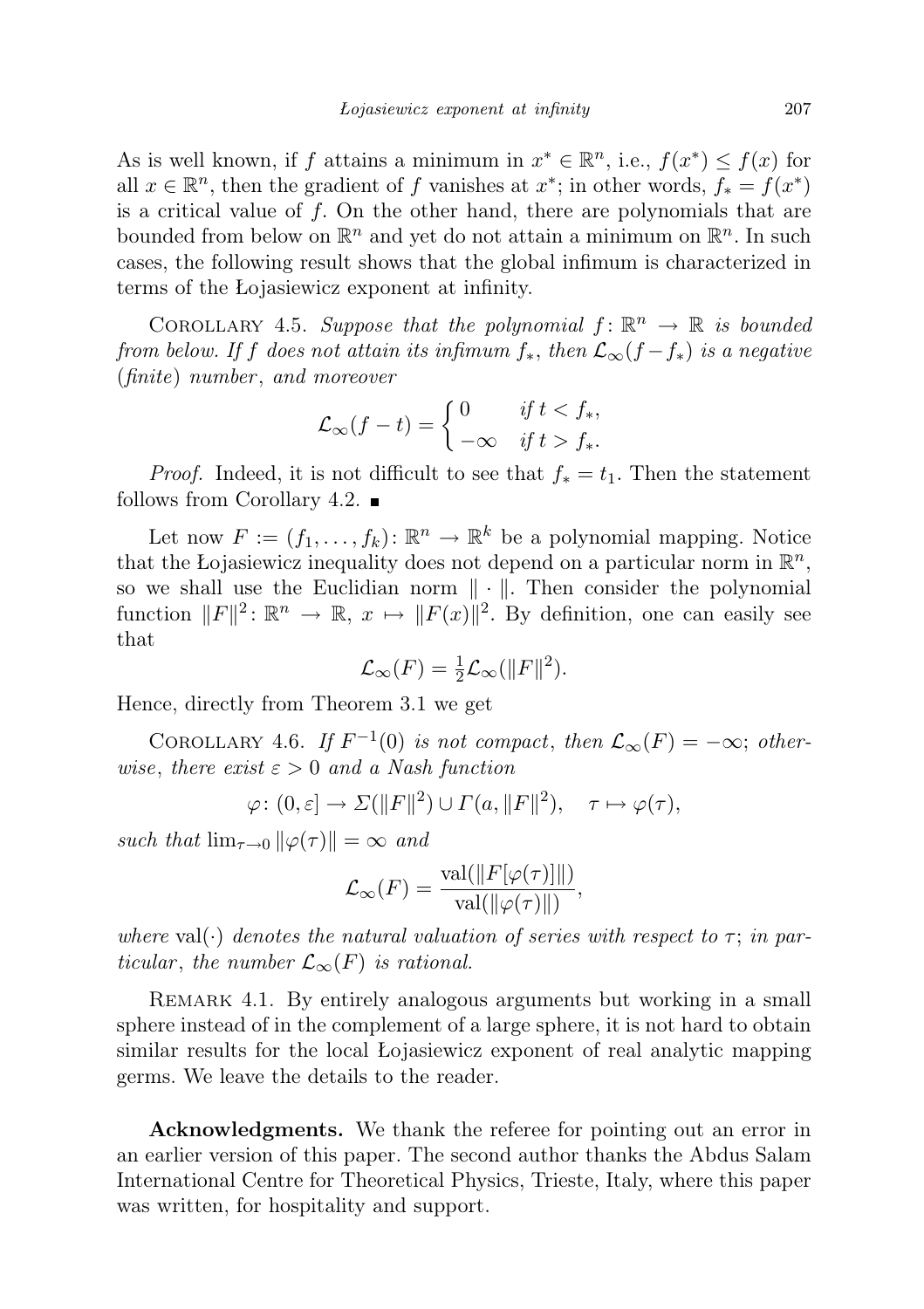As is well known, if $f$ attains a minimum in $x^* \in \mathbb{R}^n$, i.e., $f(x^*) \leq f(x)$ for all $x \in \mathbb{R}^n$, then the gradient of $f$ vanishes at $x^*$; in other words, $f_* = f(x^*)$ is a critical value of $f$. On the other hand, there are polynomials that are bounded from below on $\mathbb{R}^n$ and yet do not attain a minimum on $\mathbb{R}^n$. In such cases, the following result shows that the global infimum is characterized in terms of the Łojasiewicz exponent at infinity.

COROLLARY 4.5. *Suppose that the polynomial $f\colon \mathbb{R}^n \to \mathbb{R}$ is bounded from below. If $f$ does not attain its infimum $f_*$, then $\mathcal{L}_\infty(f - f_*)$ is a negative (finite) number, and moreover*

$$\mathcal{L}_\infty(f - t) = \begin{cases} 0 & \text{if } t < f_*, \\ -\infty & \text{if } t > f_*. \end{cases}$$

*Proof.* Indeed, it is not difficult to see that $f_* = t_1$. Then the statement follows from Corollary 4.2. ∎

Let now $F := (f_1, \ldots, f_k)\colon \mathbb{R}^n \to \mathbb{R}^k$ be a polynomial mapping. Notice that the Łojasiewicz inequality does not depend on a particular norm in $\mathbb{R}^n$, so we shall use the Euclidian norm $\|\cdot\|$. Then consider the polynomial function $\|F\|^2\colon \mathbb{R}^n \to \mathbb{R}$, $x \mapsto \|F(x)\|^2$. By definition, one can easily see that

$$\mathcal{L}_\infty(F) = \tfrac{1}{2}\mathcal{L}_\infty(\|F\|^2).$$

Hence, directly from Theorem 3.1 we get

COROLLARY 4.6. *If $F^{-1}(0)$ is not compact, then $\mathcal{L}_\infty(F) = -\infty$; otherwise, there exist $\varepsilon > 0$ and a Nash function*

$$\varphi\colon (0, \varepsilon] \to \Sigma(\|F\|^2) \cup \Gamma(a, \|F\|^2), \quad \tau \mapsto \varphi(\tau),$$

*such that $\lim_{\tau\to 0} \|\varphi(\tau)\| = \infty$ and*

$$\mathcal{L}_\infty(F) = \frac{\mathrm{val}(\|F[\varphi(\tau)]\|)}{\mathrm{val}(\|\varphi(\tau)\|)},$$

*where $\mathrm{val}(\cdot)$ denotes the natural valuation of series with respect to $\tau$; in particular, the number $\mathcal{L}_\infty(F)$ is rational.*

REMARK 4.1. By entirely analogous arguments but working in a small sphere instead of in the complement of a large sphere, it is not hard to obtain similar results for the local Łojasiewicz exponent of real analytic mapping germs. We leave the details to the reader.

**Acknowledgments.** We thank the referee for pointing out an error in an earlier version of this paper. The second author thanks the Abdus Salam International Centre for Theoretical Physics, Trieste, Italy, where this paper was written, for hospitality and support.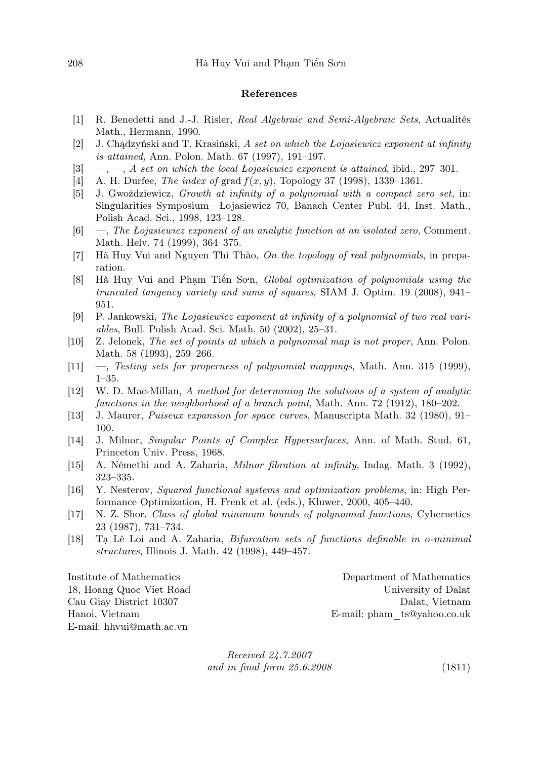### References

[1] R. Benedetti and J.-J. Risler, *Real Algebraic and Semi-Algebraic Sets*, Actualités Math., Hermann, 1990.

[2] J. Chądzyński and T. Krasiński, *A set on which the Łojasiewicz exponent at infinity is attained,* Ann. Polon. Math. 67 (1997), 191–197.

[3] —, —, *A set on which the local Łojasiewicz exponent is attained*, ibid., 297–301.

[4] A. H. Durfee, *The index of* grad $f(x, y)$, Topology 37 (1998), 1339–1361.

[5] J. Gwoździewicz, *Growth at infinity of a polynomial with a compact zero set,* in: Singularities Symposium—Łojasiewicz 70, Banach Center Publ. 44, Inst. Math., Polish Acad. Sci., 1998, 123–128.

[6] —, *The Łojasiewicz exponent of an analytic function at an isolated zero*, Comment. Math. Helv. 74 (1999), 364–375.

[7] Hà Huy Vui and Nguyen Thi Thảo, *On the topology of real polynomials*, in preparation.

[8] Hà Huy Vui and Phạm Tiến Sơn, *Global optimization of polynomials using the truncated tangency variety and sums of squares*, SIAM J. Optim. 19 (2008), 941–951.

[9] P. Jankowski, *The Łojasiewicz exponent at infinity of a polynomial of two real variables*, Bull. Polish Acad. Sci. Math. 50 (2002), 25–31.

[10] Z. Jelonek, *The set of points at which a polynomial map is not proper*, Ann. Polon. Math. 58 (1993), 259–266.

[11] —, *Testing sets for properness of polynomial mappings*, Math. Ann. 315 (1999), 1–35.

[12] W. D. Mac-Millan, *A method for determining the solutions of a system of analytic functions in the neighborhood of a branch point*, Math. Ann. 72 (1912), 180–202.

[13] J. Maurer, *Puiseux expansion for space curves*, Manuscripta Math. 32 (1980), 91–100.

[14] J. Milnor, *Singular Points of Complex Hypersurfaces*, Ann. of Math. Stud. 61, Princeton Univ. Press, 1968.

[15] A. Némethi and A. Zaharia, *Milnor fibration at infinity*, Indag. Math. 3 (1992), 323–335.

[16] Y. Nesterov, *Squared functional systems and optimization problems*, in: High Performance Optimization, H. Frenk et al. (eds.), Kluwer, 2000, 405–440.

[17] N. Z. Shor, *Class of global minimum bounds of polynomial functions*, Cybernetics 23 (1987), 731–734.

[18] Tạ Lê Loi and A. Zaharia, *Bifurcation sets of functions definable in o-minimal structures*, Illinois J. Math. 42 (1998), 449–457.

Institute of Mathematics
18, Hoang Quoc Viet Road
Cau Giay District 10307
Hanoi, Vietnam
E-mail: hhvui@math.ac.vn

Department of Mathematics
University of Dalat
Dalat, Vietnam
E-mail: pham_ts@yahoo.co.uk

*Received 24.7.2007*
*and in final form 25.6.2008* (1811)